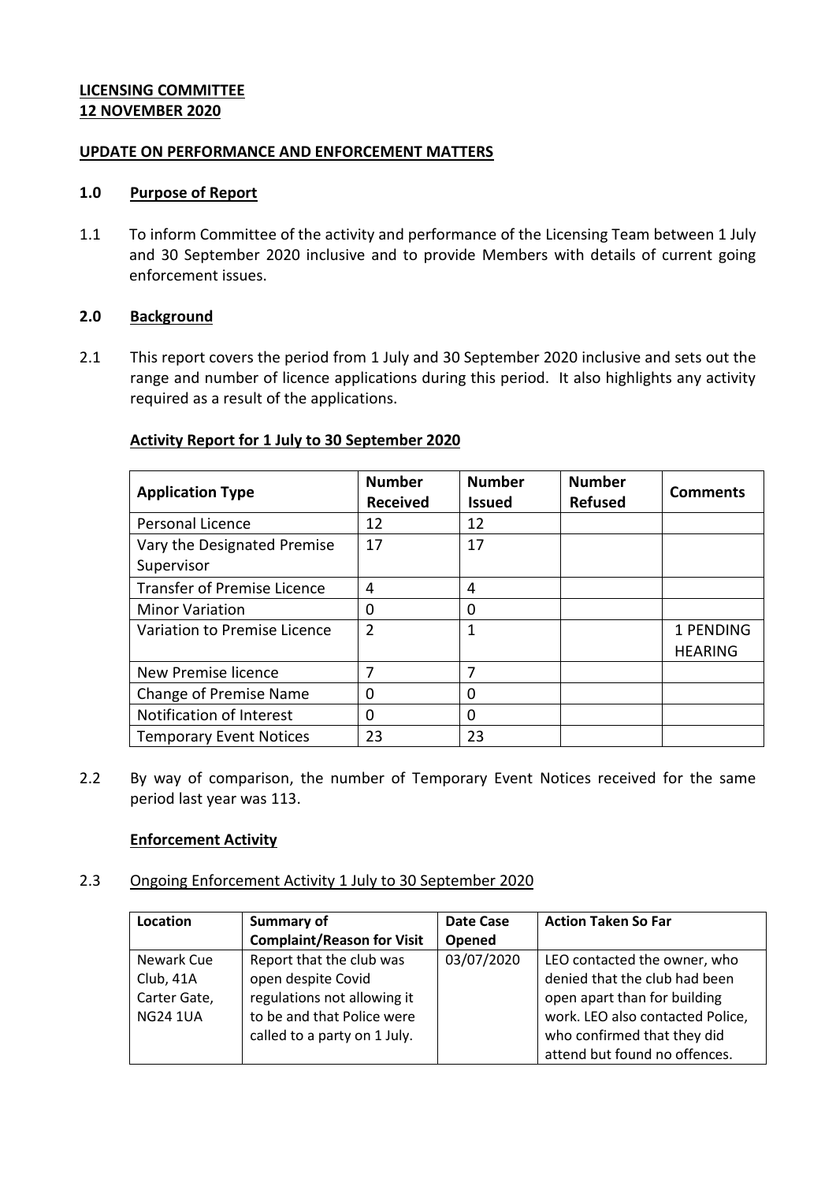**LICENSING COMMITTEE**
**12 NOVEMBER 2020**

**UPDATE ON PERFORMANCE AND ENFORCEMENT MATTERS**

## 1.0 Purpose of Report

1.1 To inform Committee of the activity and performance of the Licensing Team between 1 July and 30 September 2020 inclusive and to provide Members with details of current going enforcement issues.

## 2.0 Background

2.1 This report covers the period from 1 July and 30 September 2020 inclusive and sets out the range and number of licence applications during this period. It also highlights any activity required as a result of the applications.

**Activity Report for 1 July to 30 September 2020**

| Application Type | Number Received | Number Issued | Number Refused | Comments |
|---|---|---|---|---|
| Personal Licence | 12 | 12 | | |
| Vary the Designated Premise Supervisor | 17 | 17 | | |
| Transfer of Premise Licence | 4 | 4 | | |
| Minor Variation | 0 | 0 | | |
| Variation to Premise Licence | 2 | 1 | | 1 PENDING HEARING |
| New Premise licence | 7 | 7 | | |
| Change of Premise Name | 0 | 0 | | |
| Notification of Interest | 0 | 0 | | |
| Temporary Event Notices | 23 | 23 | | |

2.2 By way of comparison, the number of Temporary Event Notices received for the same period last year was 113.

**Enforcement Activity**

2.3 Ongoing Enforcement Activity 1 July to 30 September 2020

| Location | Summary of Complaint/Reason for Visit | Date Case Opened | Action Taken So Far |
|---|---|---|---|
| Newark Cue Club, 41A Carter Gate, NG24 1UA | Report that the club was open despite Covid regulations not allowing it to be and that Police were called to a party on 1 July. | 03/07/2020 | LEO contacted the owner, who denied that the club had been open apart than for building work. LEO also contacted Police, who confirmed that they did attend but found no offences. |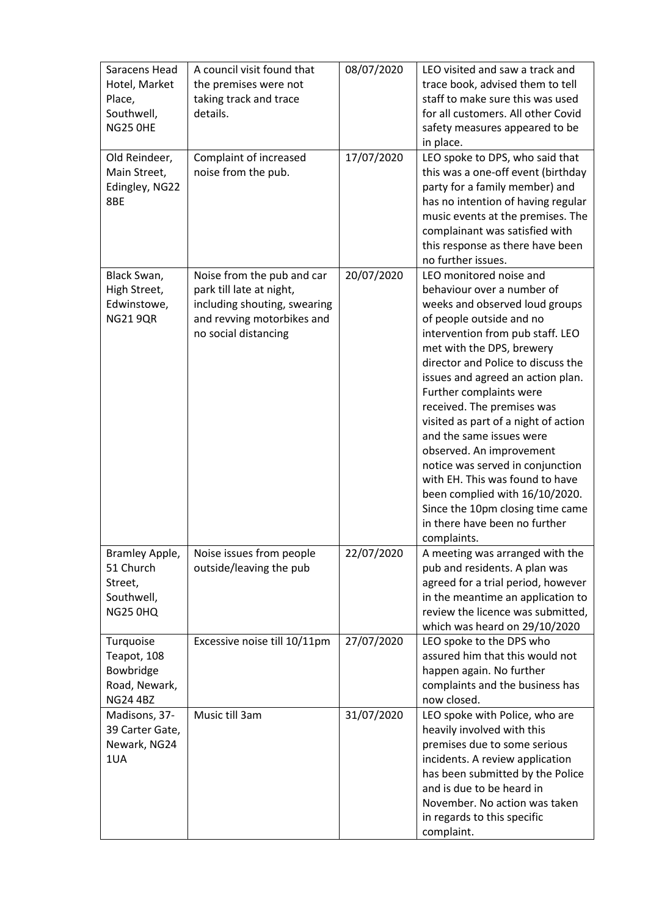| Saracens Head Hotel, Market Place, Southwell, NG25 0HE | A council visit found that the premises were not taking track and trace details. | 08/07/2020 | LEO visited and saw a track and trace book, advised them to tell staff to make sure this was used for all customers. All other Covid safety measures appeared to be in place. |
|---|---|---|---|
| Old Reindeer, Main Street, Edingley, NG22 8BE | Complaint of increased noise from the pub. | 17/07/2020 | LEO spoke to DPS, who said that this was a one-off event (birthday party for a family member) and has no intention of having regular music events at the premises. The complainant was satisfied with this response as there have been no further issues. |
| Black Swan, High Street, Edwinstowe, NG21 9QR | Noise from the pub and car park till late at night, including shouting, swearing and revving motorbikes and no social distancing | 20/07/2020 | LEO monitored noise and behaviour over a number of weeks and observed loud groups of people outside and no intervention from pub staff. LEO met with the DPS, brewery director and Police to discuss the issues and agreed an action plan. Further complaints were received. The premises was visited as part of a night of action and the same issues were observed. An improvement notice was served in conjunction with EH. This was found to have been complied with 16/10/2020. Since the 10pm closing time came in there have been no further complaints. |
| Bramley Apple, 51 Church Street, Southwell, NG25 0HQ | Noise issues from people outside/leaving the pub | 22/07/2020 | A meeting was arranged with the pub and residents. A plan was agreed for a trial period, however in the meantime an application to review the licence was submitted, which was heard on 29/10/2020 |
| Turquoise Teapot, 108 Bowbridge Road, Newark, NG24 4BZ | Excessive noise till 10/11pm | 27/07/2020 | LEO spoke to the DPS who assured him that this would not happen again. No further complaints and the business has now closed. |
| Madisons, 37-39 Carter Gate, Newark, NG24 1UA | Music till 3am | 31/07/2020 | LEO spoke with Police, who are heavily involved with this premises due to some serious incidents. A review application has been submitted by the Police and is due to be heard in November. No action was taken in regards to this specific complaint. |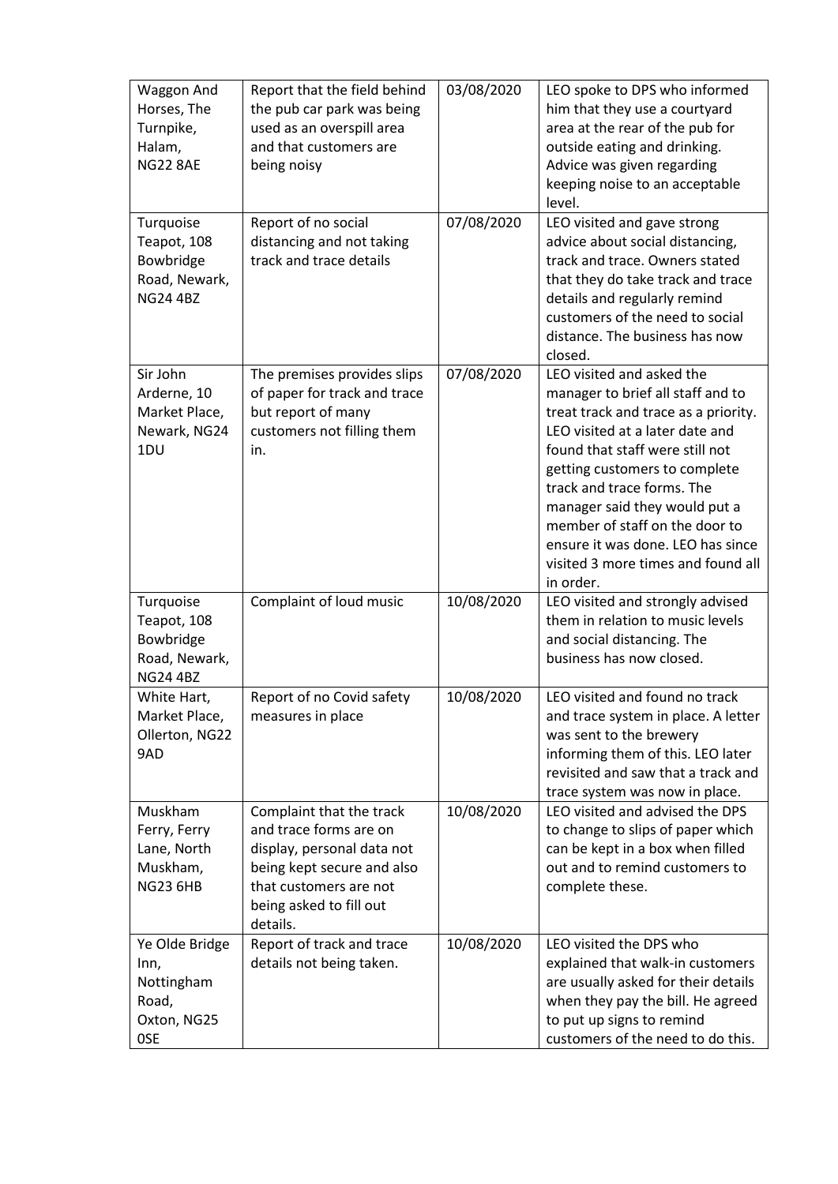| Waggon And Horses, The Turnpike, Halam, NG22 8AE | Report that the field behind the pub car park was being used as an overspill area and that customers are being noisy | 03/08/2020 | LEO spoke to DPS who informed him that they use a courtyard area at the rear of the pub for outside eating and drinking. Advice was given regarding keeping noise to an acceptable level. |
|---|---|---|---|
| Turquoise Teapot, 108 Bowbridge Road, Newark, NG24 4BZ | Report of no social distancing and not taking track and trace details | 07/08/2020 | LEO visited and gave strong advice about social distancing, track and trace. Owners stated that they do take track and trace details and regularly remind customers of the need to social distance. The business has now closed. |
| Sir John Arderne, 10 Market Place, Newark, NG24 1DU | The premises provides slips of paper for track and trace but report of many customers not filling them in. | 07/08/2020 | LEO visited and asked the manager to brief all staff and to treat track and trace as a priority. LEO visited at a later date and found that staff were still not getting customers to complete track and trace forms. The manager said they would put a member of staff on the door to ensure it was done. LEO has since visited 3 more times and found all in order. |
| Turquoise Teapot, 108 Bowbridge Road, Newark, NG24 4BZ | Complaint of loud music | 10/08/2020 | LEO visited and strongly advised them in relation to music levels and social distancing. The business has now closed. |
| White Hart, Market Place, Ollerton, NG22 9AD | Report of no Covid safety measures in place | 10/08/2020 | LEO visited and found no track and trace system in place. A letter was sent to the brewery informing them of this. LEO later revisited and saw that a track and trace system was now in place. |
| Muskham Ferry, Ferry Lane, North Muskham, NG23 6HB | Complaint that the track and trace forms are on display, personal data not being kept secure and also that customers are not being asked to fill out details. | 10/08/2020 | LEO visited and advised the DPS to change to slips of paper which can be kept in a box when filled out and to remind customers to complete these. |
| Ye Olde Bridge Inn, Nottingham Road, Oxton, NG25 0SE | Report of track and trace details not being taken. | 10/08/2020 | LEO visited the DPS who explained that walk-in customers are usually asked for their details when they pay the bill. He agreed to put up signs to remind customers of the need to do this. |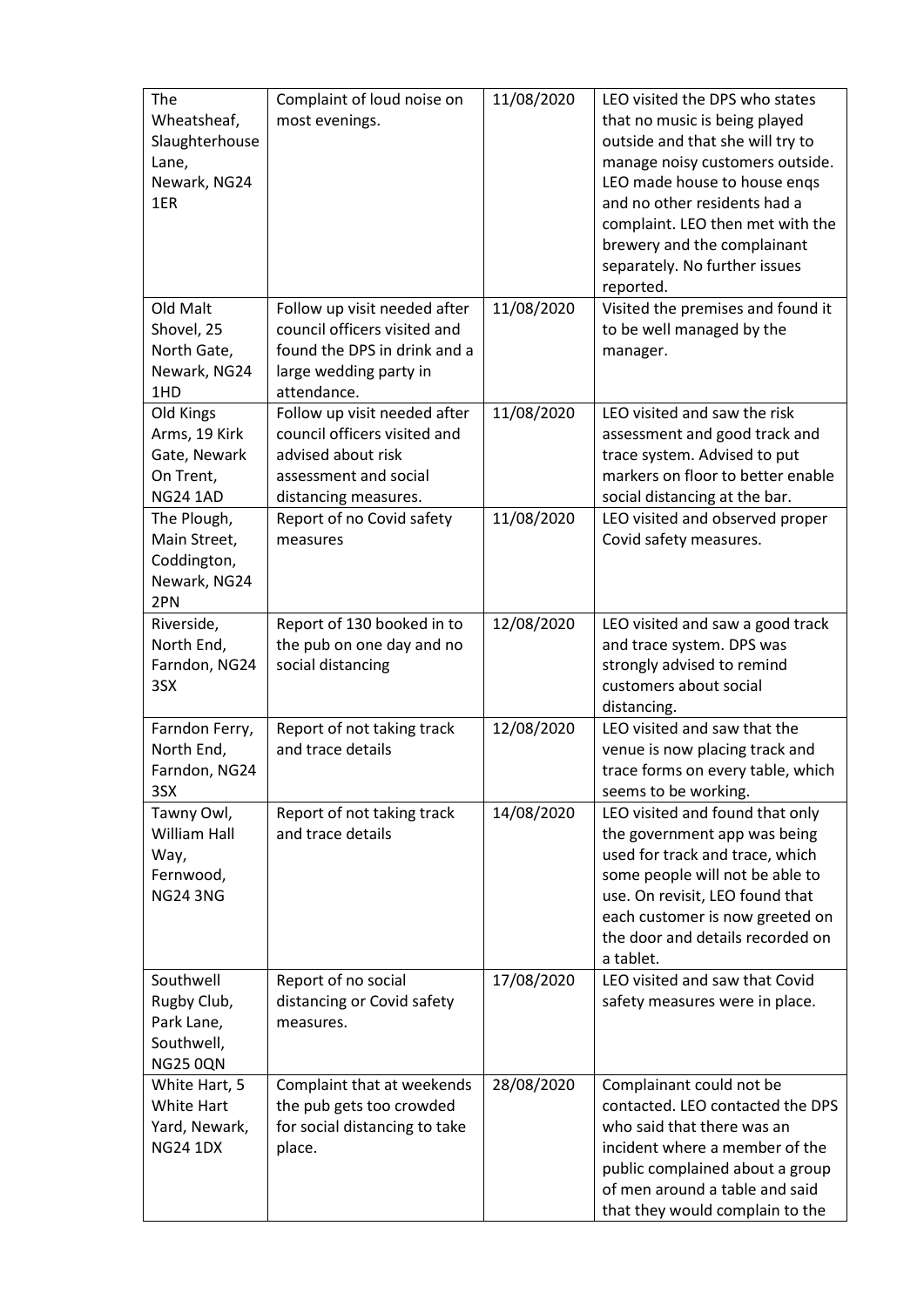| | | | |
|---|---|---|---|
| The Wheatsheaf, Slaughterhouse Lane, Newark, NG24 1ER | Complaint of loud noise on most evenings. | 11/08/2020 | LEO visited the DPS who states that no music is being played outside and that she will try to manage noisy customers outside. LEO made house to house enqs and no other residents had a complaint. LEO then met with the brewery and the complainant separately. No further issues reported. |
| Old Malt Shovel, 25 North Gate, Newark, NG24 1HD | Follow up visit needed after council officers visited and found the DPS in drink and a large wedding party in attendance. | 11/08/2020 | Visited the premises and found it to be well managed by the manager. |
| Old Kings Arms, 19 Kirk Gate, Newark On Trent, NG24 1AD | Follow up visit needed after council officers visited and advised about risk assessment and social distancing measures. | 11/08/2020 | LEO visited and saw the risk assessment and good track and trace system. Advised to put markers on floor to better enable social distancing at the bar. |
| The Plough, Main Street, Coddington, Newark, NG24 2PN | Report of no Covid safety measures | 11/08/2020 | LEO visited and observed proper Covid safety measures. |
| Riverside, North End, Farndon, NG24 3SX | Report of 130 booked in to the pub on one day and no social distancing | 12/08/2020 | LEO visited and saw a good track and trace system. DPS was strongly advised to remind customers about social distancing. |
| Farndon Ferry, North End, Farndon, NG24 3SX | Report of not taking track and trace details | 12/08/2020 | LEO visited and saw that the venue is now placing track and trace forms on every table, which seems to be working. |
| Tawny Owl, William Hall Way, Fernwood, NG24 3NG | Report of not taking track and trace details | 14/08/2020 | LEO visited and found that only the government app was being used for track and trace, which some people will not be able to use. On revisit, LEO found that each customer is now greeted on the door and details recorded on a tablet. |
| Southwell Rugby Club, Park Lane, Southwell, NG25 0QN | Report of no social distancing or Covid safety measures. | 17/08/2020 | LEO visited and saw that Covid safety measures were in place. |
| White Hart, 5 White Hart Yard, Newark, NG24 1DX | Complaint that at weekends the pub gets too crowded for social distancing to take place. | 28/08/2020 | Complainant could not be contacted. LEO contacted the DPS who said that there was an incident where a member of the public complained about a group of men around a table and said that they would complain to the |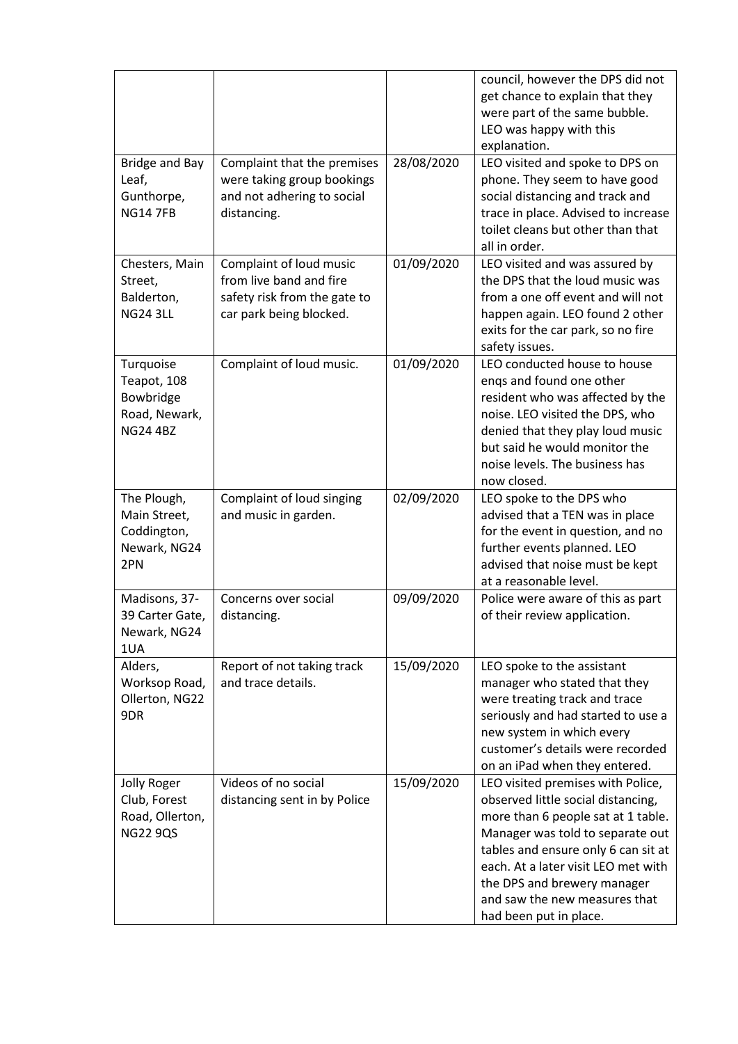| | | | |
|---|---|---|---|
| | | | council, however the DPS did not get chance to explain that they were part of the same bubble. LEO was happy with this explanation. |
| Bridge and Bay Leaf, Gunthorpe, NG14 7FB | Complaint that the premises were taking group bookings and not adhering to social distancing. | 28/08/2020 | LEO visited and spoke to DPS on phone. They seem to have good social distancing and track and trace in place. Advised to increase toilet cleans but other than that all in order. |
| Chesters, Main Street, Balderton, NG24 3LL | Complaint of loud music from live band and fire safety risk from the gate to car park being blocked. | 01/09/2020 | LEO visited and was assured by the DPS that the loud music was from a one off event and will not happen again. LEO found 2 other exits for the car park, so no fire safety issues. |
| Turquoise Teapot, 108 Bowbridge Road, Newark, NG24 4BZ | Complaint of loud music. | 01/09/2020 | LEO conducted house to house enqs and found one other resident who was affected by the noise. LEO visited the DPS, who denied that they play loud music but said he would monitor the noise levels. The business has now closed. |
| The Plough, Main Street, Coddington, Newark, NG24 2PN | Complaint of loud singing and music in garden. | 02/09/2020 | LEO spoke to the DPS who advised that a TEN was in place for the event in question, and no further events planned. LEO advised that noise must be kept at a reasonable level. |
| Madisons, 37-39 Carter Gate, Newark, NG24 1UA | Concerns over social distancing. | 09/09/2020 | Police were aware of this as part of their review application. |
| Alders, Worksop Road, Ollerton, NG22 9DR | Report of not taking track and trace details. | 15/09/2020 | LEO spoke to the assistant manager who stated that they were treating track and trace seriously and had started to use a new system in which every customer's details were recorded on an iPad when they entered. |
| Jolly Roger Club, Forest Road, Ollerton, NG22 9QS | Videos of no social distancing sent in by Police | 15/09/2020 | LEO visited premises with Police, observed little social distancing, more than 6 people sat at 1 table. Manager was told to separate out tables and ensure only 6 can sit at each. At a later visit LEO met with the DPS and brewery manager and saw the new measures that had been put in place. |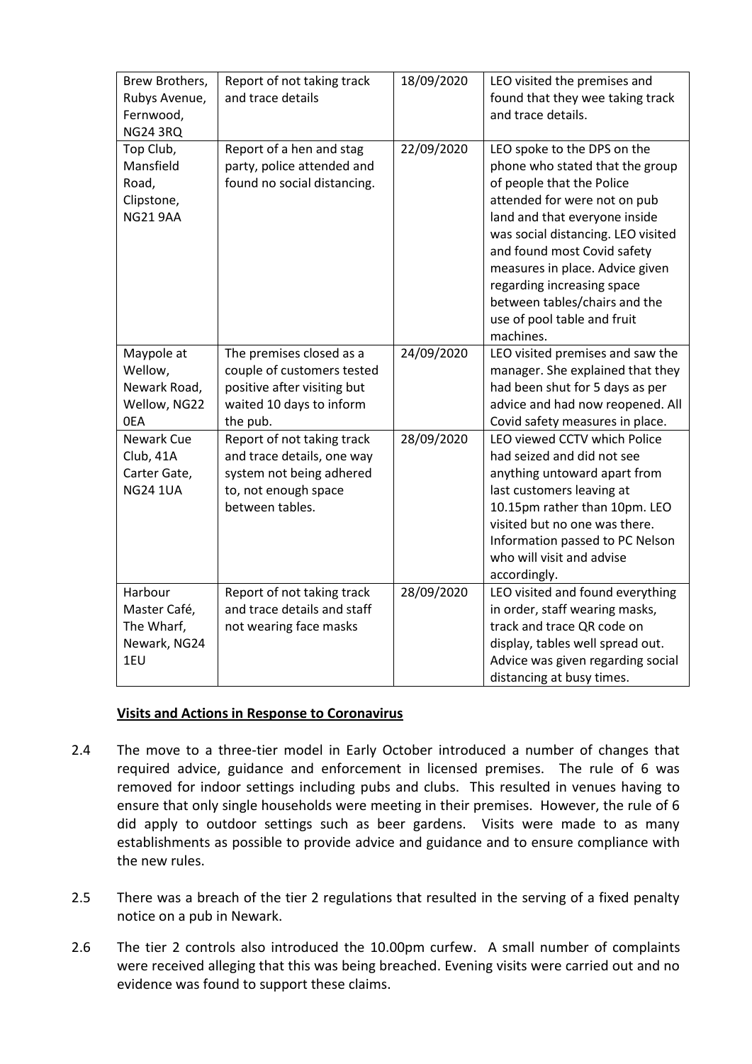| Brew Brothers, Rubys Avenue, Fernwood, NG24 3RQ | Report of not taking track and trace details | 18/09/2020 | LEO visited the premises and found that they wee taking track and trace details. |
|---|---|---|---|
| Top Club, Mansfield Road, Clipstone, NG21 9AA | Report of a hen and stag party, police attended and found no social distancing. | 22/09/2020 | LEO spoke to the DPS on the phone who stated that the group of people that the Police attended for were not on pub land and that everyone inside was social distancing. LEO visited and found most Covid safety measures in place. Advice given regarding increasing space between tables/chairs and the use of pool table and fruit machines. |
| Maypole at Wellow, Newark Road, Wellow, NG22 0EA | The premises closed as a couple of customers tested positive after visiting but waited 10 days to inform the pub. | 24/09/2020 | LEO visited premises and saw the manager. She explained that they had been shut for 5 days as per advice and had now reopened. All Covid safety measures in place. |
| Newark Cue Club, 41A Carter Gate, NG24 1UA | Report of not taking track and trace details, one way system not being adhered to, not enough space between tables. | 28/09/2020 | LEO viewed CCTV which Police had seized and did not see anything untoward apart from last customers leaving at 10.15pm rather than 10pm. LEO visited but no one was there. Information passed to PC Nelson who will visit and advise accordingly. |
| Harbour Master Café, The Wharf, Newark, NG24 1EU | Report of not taking track and trace details and staff not wearing face masks | 28/09/2020 | LEO visited and found everything in order, staff wearing masks, track and trace QR code on display, tables well spread out. Advice was given regarding social distancing at busy times. |

**Visits and Actions in Response to Coronavirus**

2.4 The move to a three-tier model in Early October introduced a number of changes that required advice, guidance and enforcement in licensed premises. The rule of 6 was removed for indoor settings including pubs and clubs. This resulted in venues having to ensure that only single households were meeting in their premises. However, the rule of 6 did apply to outdoor settings such as beer gardens. Visits were made to as many establishments as possible to provide advice and guidance and to ensure compliance with the new rules.

2.5 There was a breach of the tier 2 regulations that resulted in the serving of a fixed penalty notice on a pub in Newark.

2.6 The tier 2 controls also introduced the 10.00pm curfew. A small number of complaints were received alleging that this was being breached. Evening visits were carried out and no evidence was found to support these claims.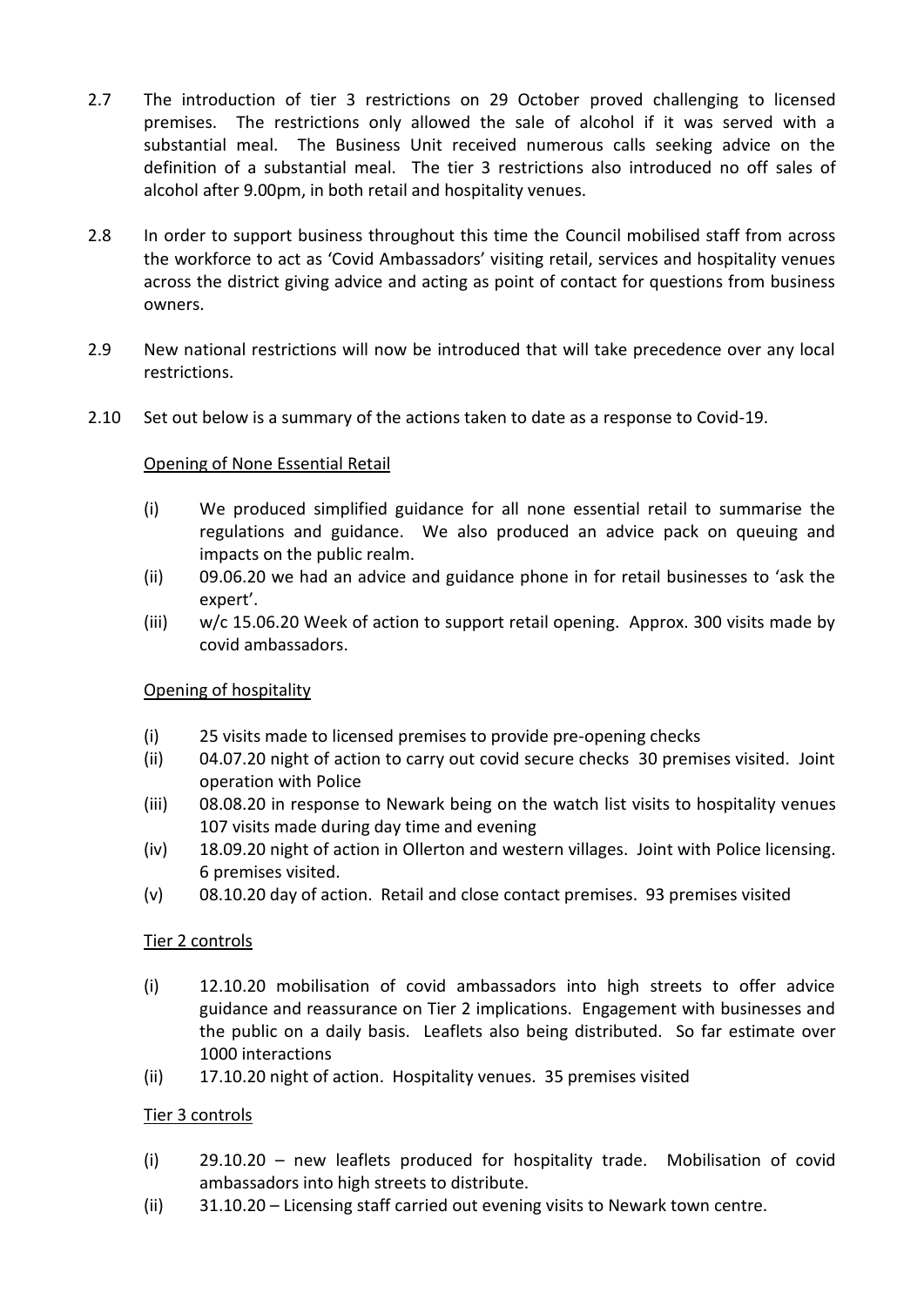2.7 The introduction of tier 3 restrictions on 29 October proved challenging to licensed premises. The restrictions only allowed the sale of alcohol if it was served with a substantial meal. The Business Unit received numerous calls seeking advice on the definition of a substantial meal. The tier 3 restrictions also introduced no off sales of alcohol after 9.00pm, in both retail and hospitality venues.

2.8 In order to support business throughout this time the Council mobilised staff from across the workforce to act as 'Covid Ambassadors' visiting retail, services and hospitality venues across the district giving advice and acting as point of contact for questions from business owners.

2.9 New national restrictions will now be introduced that will take precedence over any local restrictions.

2.10 Set out below is a summary of the actions taken to date as a response to Covid-19.

Opening of None Essential Retail

(i) We produced simplified guidance for all none essential retail to summarise the regulations and guidance. We also produced an advice pack on queuing and impacts on the public realm.
(ii) 09.06.20 we had an advice and guidance phone in for retail businesses to 'ask the expert'.
(iii) w/c 15.06.20 Week of action to support retail opening. Approx. 300 visits made by covid ambassadors.

Opening of hospitality

(i) 25 visits made to licensed premises to provide pre-opening checks
(ii) 04.07.20 night of action to carry out covid secure checks 30 premises visited. Joint operation with Police
(iii) 08.08.20 in response to Newark being on the watch list visits to hospitality venues 107 visits made during day time and evening
(iv) 18.09.20 night of action in Ollerton and western villages. Joint with Police licensing. 6 premises visited.
(v) 08.10.20 day of action. Retail and close contact premises. 93 premises visited

Tier 2 controls

(i) 12.10.20 mobilisation of covid ambassadors into high streets to offer advice guidance and reassurance on Tier 2 implications. Engagement with businesses and the public on a daily basis. Leaflets also being distributed. So far estimate over 1000 interactions
(ii) 17.10.20 night of action. Hospitality venues. 35 premises visited

Tier 3 controls

(i) 29.10.20 – new leaflets produced for hospitality trade. Mobilisation of covid ambassadors into high streets to distribute.
(ii) 31.10.20 – Licensing staff carried out evening visits to Newark town centre.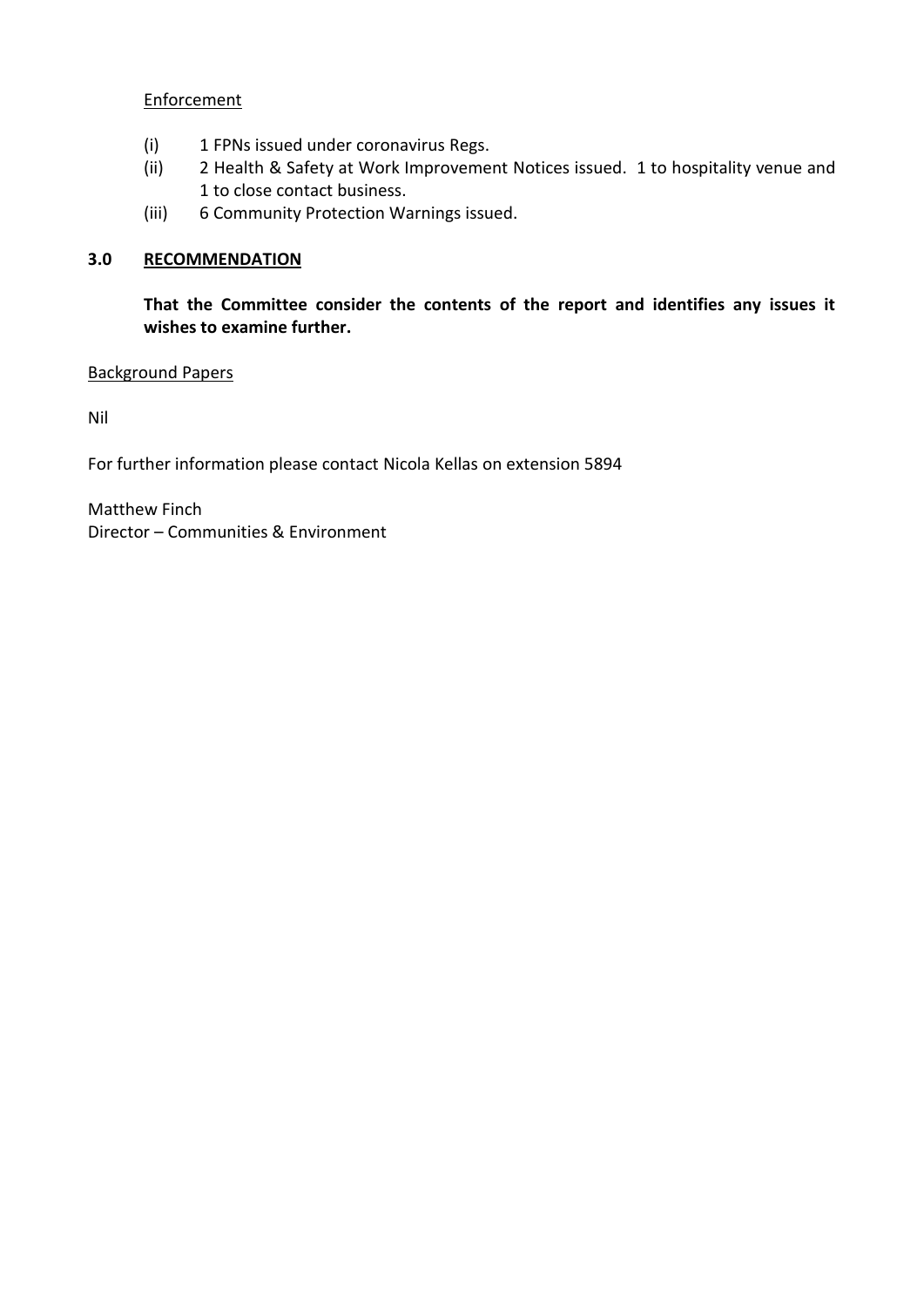Enforcement

(i) 1 FPNs issued under coronavirus Regs.
(ii) 2 Health & Safety at Work Improvement Notices issued. 1 to hospitality venue and 1 to close contact business.
(iii) 6 Community Protection Warnings issued.

## 3.0 RECOMMENDATION

**That the Committee consider the contents of the report and identifies any issues it wishes to examine further.**

Background Papers

Nil

For further information please contact Nicola Kellas on extension 5894

Matthew Finch
Director – Communities & Environment